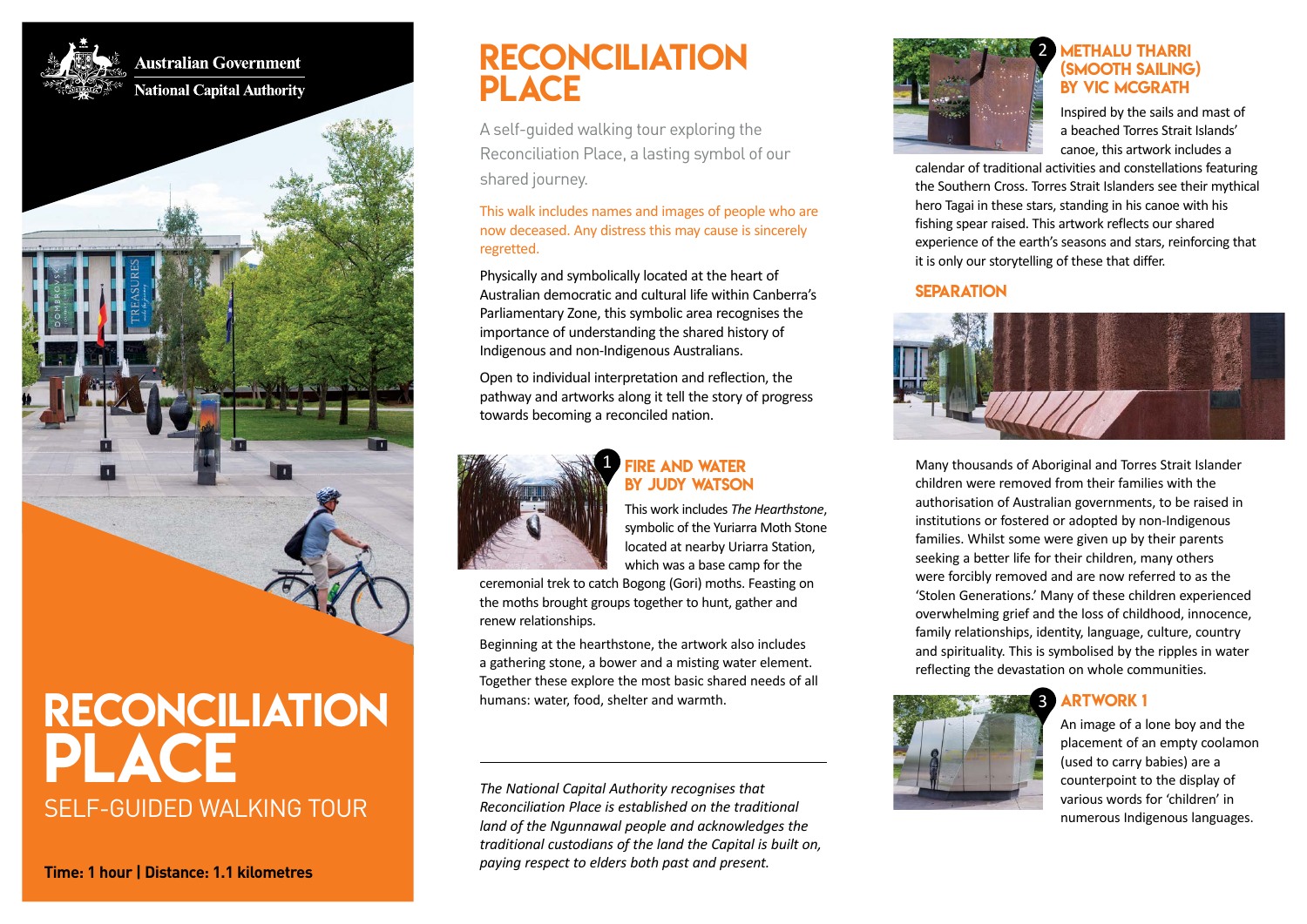Australian Government
National Capital Authority

# RECONCILIATION PLACE

SELF-GUIDED WALKING TOUR

**Time: 1 hour | Distance: 1.1 kilometres**

# RECONCILIATION PLACE

A self-guided walking tour exploring the Reconciliation Place, a lasting symbol of our shared journey.

This walk includes names and images of people who are now deceased. Any distress this may cause is sincerely regretted.

Physically and symbolically located at the heart of Australian democratic and cultural life within Canberra's Parliamentary Zone, this symbolic area recognises the importance of understanding the shared history of Indigenous and non-Indigenous Australians.

Open to individual interpretation and reflection, the pathway and artworks along it tell the story of progress towards becoming a reconciled nation.

## 1 FIRE AND WATER BY JUDY WATSON

This work includes *The Hearthstone*, symbolic of the Yuriarra Moth Stone located at nearby Uriarra Station, which was a base camp for the ceremonial trek to catch Bogong (Gori) moths. Feasting on the moths brought groups together to hunt, gather and renew relationships.

Beginning at the hearthstone, the artwork also includes a gathering stone, a bower and a misting water element. Together these explore the most basic shared needs of all humans: water, food, shelter and warmth.

---

*The National Capital Authority recognises that Reconciliation Place is established on the traditional land of the Ngunnawal people and acknowledges the traditional custodians of the land the Capital is built on, paying respect to elders both past and present.*

## 2 METHALU THARRI (SMOOTH SAILING) BY VIC MCGRATH

Inspired by the sails and mast of a beached Torres Strait Islands' canoe, this artwork includes a calendar of traditional activities and constellations featuring the Southern Cross. Torres Strait Islanders see their mythical hero Tagai in these stars, standing in his canoe with his fishing spear raised. This artwork reflects our shared experience of the earth's seasons and stars, reinforcing that it is only our storytelling of these that differ.

## SEPARATION

Many thousands of Aboriginal and Torres Strait Islander children were removed from their families with the authorisation of Australian governments, to be raised in institutions or fostered or adopted by non-Indigenous families. Whilst some were given up by their parents seeking a better life for their children, many others were forcibly removed and are now referred to as the 'Stolen Generations.' Many of these children experienced overwhelming grief and the loss of childhood, innocence, family relationships, identity, language, culture, country and spirituality. This is symbolised by the ripples in water reflecting the devastation on whole communities.

## 3 ARTWORK 1

An image of a lone boy and the placement of an empty coolamon (used to carry babies) are a counterpoint to the display of various words for 'children' in numerous Indigenous languages.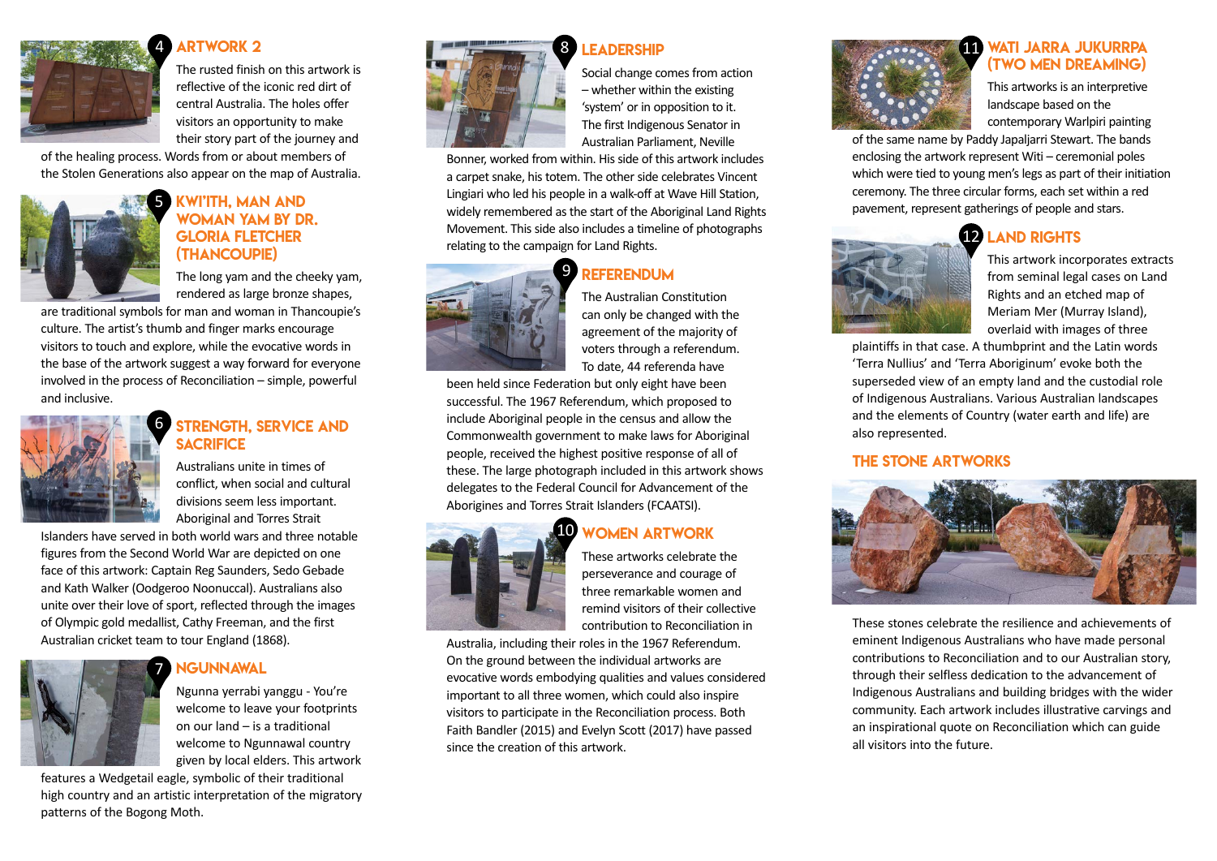## 4 ARTWORK 2

The rusted finish on this artwork is reflective of the iconic red dirt of central Australia. The holes offer visitors an opportunity to make their story part of the journey and of the healing process. Words from or about members of the Stolen Generations also appear on the map of Australia.

## 5 KWI'ITH, MAN AND WOMAN YAM BY DR. GLORIA FLETCHER (THANCOUPIE)

The long yam and the cheeky yam, rendered as large bronze shapes, are traditional symbols for man and woman in Thancoupie's culture. The artist's thumb and finger marks encourage visitors to touch and explore, while the evocative words in the base of the artwork suggest a way forward for everyone involved in the process of Reconciliation – simple, powerful and inclusive.

## 6 STRENGTH, SERVICE AND SACRIFICE

Australians unite in times of conflict, when social and cultural divisions seem less important. Aboriginal and Torres Strait Islanders have served in both world wars and three notable figures from the Second World War are depicted on one face of this artwork: Captain Reg Saunders, Sedo Gebade and Kath Walker (Oodgeroo Noonuccal). Australians also unite over their love of sport, reflected through the images of Olympic gold medallist, Cathy Freeman, and the first Australian cricket team to tour England (1868).

## 7 NGUNNAWAL

Ngunna yerrabi yanggu - You're welcome to leave your footprints on our land – is a traditional welcome to Ngunnawal country given by local elders. This artwork features a Wedgetail eagle, symbolic of their traditional high country and an artistic interpretation of the migratory patterns of the Bogong Moth.

## 8 LEADERSHIP

Social change comes from action – whether within the existing 'system' or in opposition to it. The first Indigenous Senator in Australian Parliament, Neville Bonner, worked from within. His side of this artwork includes a carpet snake, his totem. The other side celebrates Vincent Lingiari who led his people in a walk-off at Wave Hill Station, widely remembered as the start of the Aboriginal Land Rights Movement. This side also includes a timeline of photographs relating to the campaign for Land Rights.

## 9 REFERENDUM

The Australian Constitution can only be changed with the agreement of the majority of voters through a referendum. To date, 44 referenda have been held since Federation but only eight have been successful. The 1967 Referendum, which proposed to include Aboriginal people in the census and allow the Commonwealth government to make laws for Aboriginal people, received the highest positive response of all of these. The large photograph included in this artwork shows delegates to the Federal Council for Advancement of the Aborigines and Torres Strait Islanders (FCAATSI).

## 10 WOMEN ARTWORK

These artworks celebrate the perseverance and courage of three remarkable women and remind visitors of their collective contribution to Reconciliation in Australia, including their roles in the 1967 Referendum. On the ground between the individual artworks are evocative words embodying qualities and values considered important to all three women, which could also inspire visitors to participate in the Reconciliation process. Both Faith Bandler (2015) and Evelyn Scott (2017) have passed since the creation of this artwork.

## 11 WATI JARRA JUKURRPA (TWO MEN DREAMING)

This artworks is an interpretive landscape based on the contemporary Warlpiri painting of the same name by Paddy Japaljarri Stewart. The bands enclosing the artwork represent Witi – ceremonial poles which were tied to young men's legs as part of their initiation ceremony. The three circular forms, each set within a red pavement, represent gatherings of people and stars.

## 12 LAND RIGHTS

This artwork incorporates extracts from seminal legal cases on Land Rights and an etched map of Meriam Mer (Murray Island), overlaid with images of three plaintiffs in that case. A thumbprint and the Latin words 'Terra Nullius' and 'Terra Aboriginum' evoke both the superseded view of an empty land and the custodial role of Indigenous Australians. Various Australian landscapes and the elements of Country (water earth and life) are also represented.

## THE STONE ARTWORKS

These stones celebrate the resilience and achievements of eminent Indigenous Australians who have made personal contributions to Reconciliation and to our Australian story, through their selfless dedication to the advancement of Indigenous Australians and building bridges with the wider community. Each artwork includes illustrative carvings and an inspirational quote on Reconciliation which can guide all visitors into the future.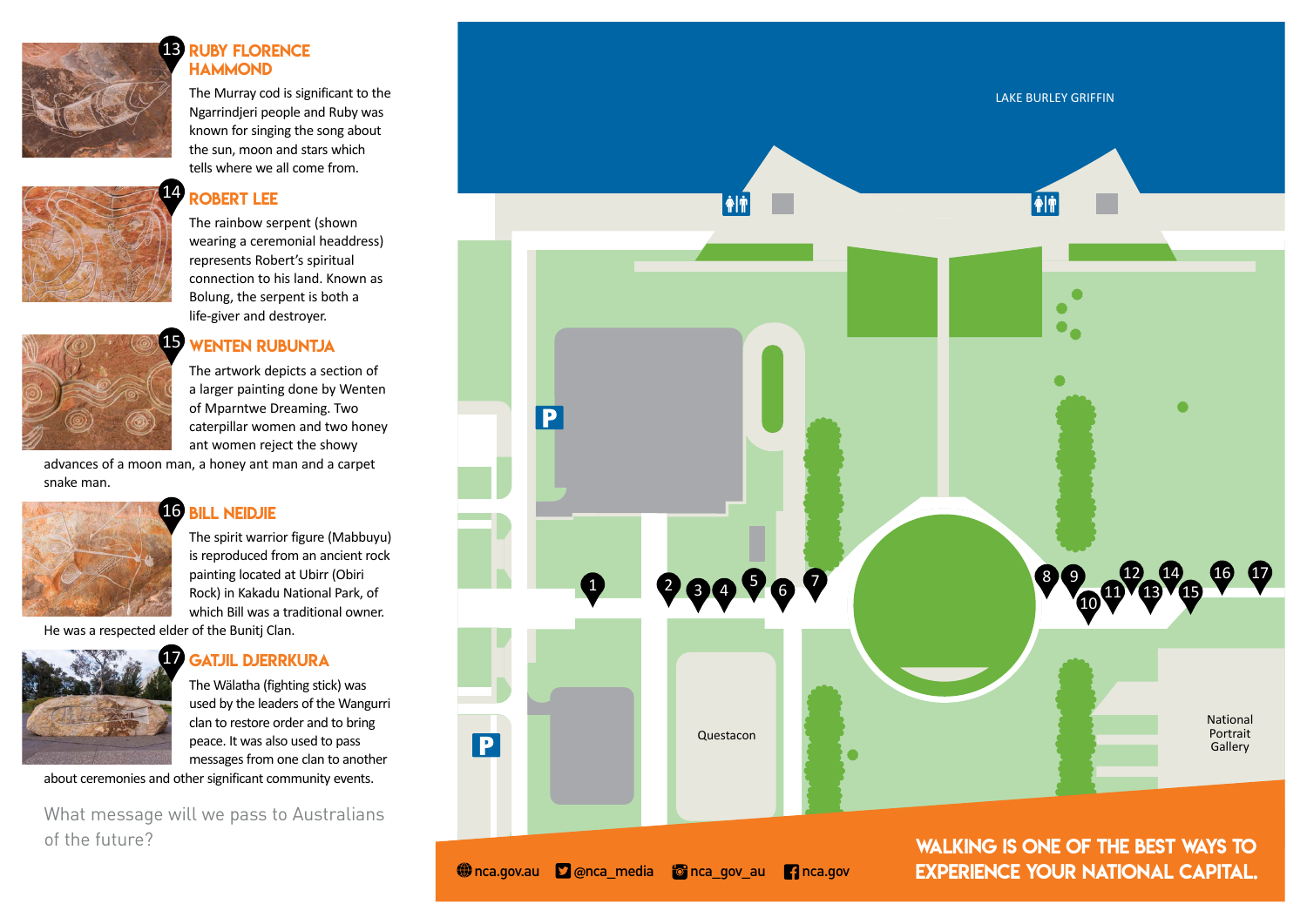## 13 RUBY FLORENCE HAMMOND

The Murray cod is significant to the Ngarrindjeri people and Ruby was known for singing the song about the sun, moon and stars which tells where we all come from.

## 14 ROBERT LEE

The rainbow serpent (shown wearing a ceremonial headdress) represents Robert's spiritual connection to his land. Known as Bolung, the serpent is both a life-giver and destroyer.

## 15 WENTEN RUBUNTJA

The artwork depicts a section of a larger painting done by Wenten of Mparntwe Dreaming. Two caterpillar women and two honey ant women reject the showy advances of a moon man, a honey ant man and a carpet snake man.

## 16 BILL NEIDJIE

The spirit warrior figure (Mabbuyu) is reproduced from an ancient rock painting located at Ubirr (Obiri Rock) in Kakadu National Park, of which Bill was a traditional owner. He was a respected elder of the Bunitj Clan.

## 17 GATJIL DJERRKURA

The Wälatha (fighting stick) was used by the leaders of the Wangurri clan to restore order and to bring peace. It was also used to pass messages from one clan to another about ceremonies and other significant community events.

What message will we pass to Australians of the future?

LAKE BURLEY GRIFFIN

P

Questacon

National Portrait Gallery

1 2 3 4 5 6 7 8 9 10 11 12 13 14 15 16 17

nca.gov.au @nca_media nca_gov_au nca.gov

**WALKING IS ONE OF THE BEST WAYS TO EXPERIENCE YOUR NATIONAL CAPITAL.**